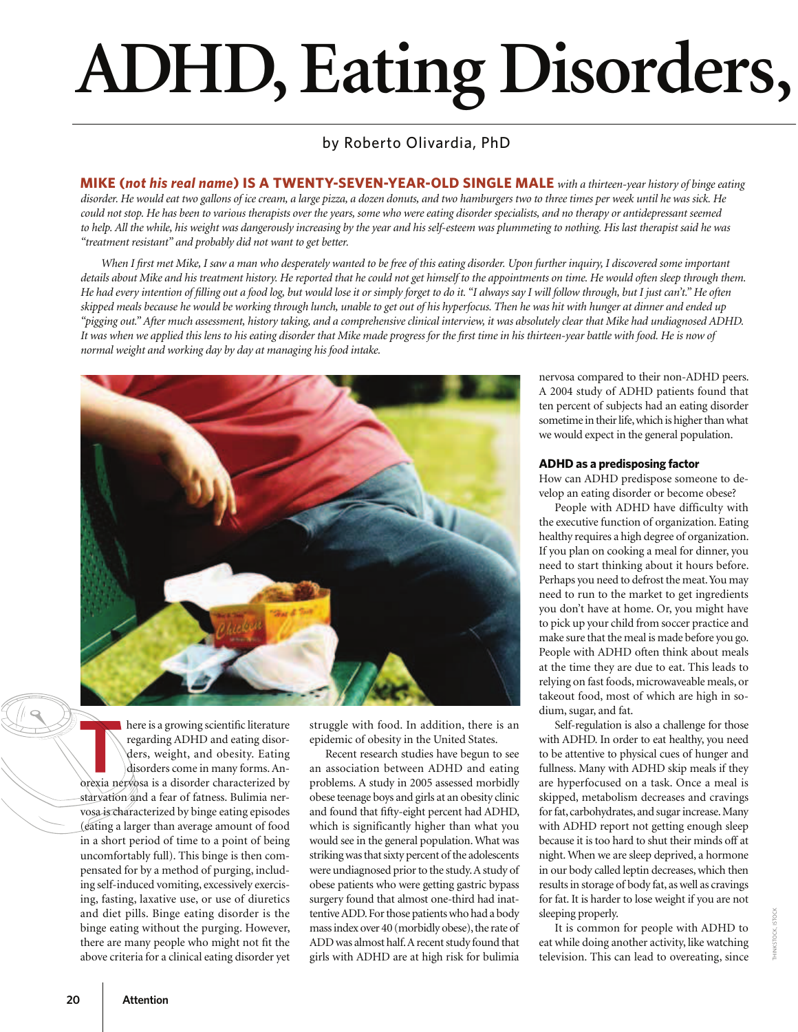# ADHD, Eating Disorders,

by Roberto Olivardia, PhD

**MIKE (*not his real name*) IS A TWENTY-SEVEN-YEAR-OLD SINGLE MALE** *with a thirteen-year history of binge eating disorder. He would eat two gallons of ice cream, a large pizza, a dozen donuts, and two hamburgers two to three times per week until he was sick. He could not stop. He has been to various therapists over the years, some who were eating disorder specialists, and no therapy or antidepressant seemed to help. All the while, his weight was dangerously increasing by the year and his self-esteem was plummeting to nothing. His last therapist said he was "treatment resistant" and probably did not want to get better.*

*When I first met Mike, I saw a man who desperately wanted to be free of this eating disorder. Upon further inquiry, I discovered some important details about Mike and his treatment history. He reported that he could not get himself to the appointments on time. He would often sleep through them. He had every intention of filling out a food log, but would lose it or simply forget to do it. "I always say I will follow through, but I just can't." He often skipped meals because he would be working through lunch, unable to get out of his hyperfocus. Then he was hit with hunger at dinner and ended up "pigging out." After much assessment, history taking, and a comprehensive clinical interview, it was absolutely clear that Mike had undiagnosed ADHD. It was when we applied this lens to his eating disorder that Mike made progress for the first time in his thirteen-year battle with food. He is now of normal weight and working day by day at managing his food intake.*

There is a growing scientific literature regarding ADHD and eating disorders, weight, and obesity. Eating disorders come in many forms. Anorexia nervosa is a disorder characterized by starvation and a fear of fatness. Bulimia nervosa is characterized by binge eating episodes (eating a larger than average amount of food in a short period of time to a point of being uncomfortably full). This binge is then compensated for by a method of purging, including self-induced vomiting, excessively exercising, fasting, laxative use, or use of diuretics and diet pills. Binge eating disorder is the binge eating without the purging. However, there are many people who might not fit the above criteria for a clinical eating disorder yet struggle with food. In addition, there is an epidemic of obesity in the United States.

Recent research studies have begun to see an association between ADHD and eating problems. A study in 2005 assessed morbidly obese teenage boys and girls at an obesity clinic and found that fifty-eight percent had ADHD, which is significantly higher than what you would see in the general population. What was striking was that sixty percent of the adolescents were undiagnosed prior to the study. A study of obese patients who were getting gastric bypass surgery found that almost one-third had inattentive ADD. For those patients who had a body mass index over 40 (morbidly obese), the rate of ADD was almost half. A recent study found that girls with ADHD are at high risk for bulimia nervosa compared to their non-ADHD peers. A 2004 study of ADHD patients found that ten percent of subjects had an eating disorder sometime in their life, which is higher than what we would expect in the general population.

### ADHD as a predisposing factor

How can ADHD predispose someone to develop an eating disorder or become obese?

People with ADHD have difficulty with the executive function of organization. Eating healthy requires a high degree of organization. If you plan on cooking a meal for dinner, you need to start thinking about it hours before. Perhaps you need to defrost the meat. You may need to run to the market to get ingredients you don't have at home. Or, you might have to pick up your child from soccer practice and make sure that the meal is made before you go. People with ADHD often think about meals at the time they are due to eat. This leads to relying on fast foods, microwaveable meals, or takeout food, most of which are high in sodium, sugar, and fat.

Self-regulation is also a challenge for those with ADHD. In order to eat healthy, you need to be attentive to physical cues of hunger and fullness. Many with ADHD skip meals if they are hyperfocused on a task. Once a meal is skipped, metabolism decreases and cravings for fat, carbohydrates, and sugar increase. Many with ADHD report not getting enough sleep because it is too hard to shut their minds off at night. When we are sleep deprived, a hormone in our body called leptin decreases, which then results in storage of body fat, as well as cravings for fat. It is harder to lose weight if you are not sleeping properly.

It is common for people with ADHD to eat while doing another activity, like watching television. This can lead to overeating, since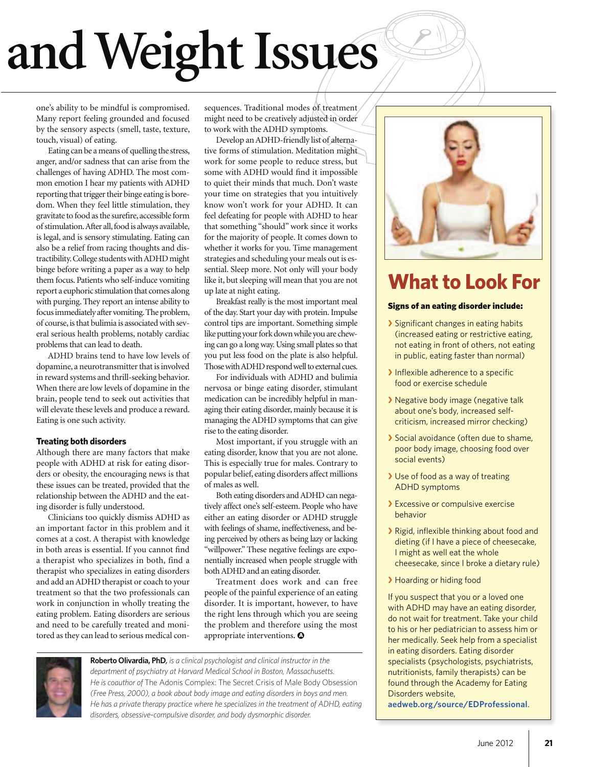# and Weight Issues

one's ability to be mindful is compromised. Many report feeling grounded and focused by the sensory aspects (smell, taste, texture, touch, visual) of eating.

Eating can be a means of quelling the stress, anger, and/or sadness that can arise from the challenges of having ADHD. The most common emotion I hear my patients with ADHD reporting that trigger their binge eating is boredom. When they feel little stimulation, they gravitate to food as the surefire, accessible form of stimulation. After all, food is always available, is legal, and is sensory stimulating. Eating can also be a relief from racing thoughts and distractibility. College students with ADHD might binge before writing a paper as a way to help them focus. Patients who self-induce vomiting report a euphoric stimulation that comes along with purging. They report an intense ability to focus immediately after vomiting. The problem, of course, is that bulimia is associated with several serious health problems, notably cardiac problems that can lead to death.

ADHD brains tend to have low levels of dopamine, a neurotransmitter that is involved in reward systems and thrill-seeking behavior. When there are low levels of dopamine in the brain, people tend to seek out activities that will elevate these levels and produce a reward. Eating is one such activity.

### Treating both disorders

Although there are many factors that make people with ADHD at risk for eating disorders or obesity, the encouraging news is that these issues can be treated, provided that the relationship between the ADHD and the eating disorder is fully understood.

Clinicians too quickly dismiss ADHD as an important factor in this problem and it comes at a cost. A therapist with knowledge in both areas is essential. If you cannot find a therapist who specializes in both, find a therapist who specializes in eating disorders and add an ADHD therapist or coach to your treatment so that the two professionals can work in conjunction in wholly treating the eating problem. Eating disorders are serious and need to be carefully treated and monitored as they can lead to serious medical consequences. Traditional modes of treatment might need to be creatively adjusted in order to work with the ADHD symptoms.

Develop an ADHD-friendly list of alternative forms of stimulation. Meditation might work for some people to reduce stress, but some with ADHD would find it impossible to quiet their minds that much. Don't waste your time on strategies that you intuitively know won't work for your ADHD. It can feel defeating for people with ADHD to hear that something "should" work since it works for the majority of people. It comes down to whether it works for you. Time management strategies and scheduling your meals out is essential. Sleep more. Not only will your body like it, but sleeping will mean that you are not up late at night eating.

Breakfast really is the most important meal of the day. Start your day with protein. Impulse control tips are important. Something simple like putting your fork down while you are chewing can go a long way. Using small plates so that you put less food on the plate is also helpful. Those with ADHD respond well to external cues.

For individuals with ADHD and bulimia nervosa or binge eating disorder, stimulant medication can be incredibly helpful in managing their eating disorder, mainly because it is managing the ADHD symptoms that can give rise to the eating disorder.

Most important, if you struggle with an eating disorder, know that you are not alone. This is especially true for males. Contrary to popular belief, eating disorders affect millions of males as well.

Both eating disorders and ADHD can negatively affect one's self-esteem. People who have either an eating disorder or ADHD struggle with feelings of shame, ineffectiveness, and being perceived by others as being lazy or lacking "willpower." These negative feelings are exponentially increased when people struggle with both ADHD and an eating disorder.

Treatment does work and can free people of the painful experience of an eating disorder. It is important, however, to have the right lens through which you are seeing the problem and therefore using the most appropriate interventions.

**Roberto Olivardia, PhD,** *is a clinical psychologist and clinical instructor in the department of psychiatry at Harvard Medical School in Boston, Massachusetts. He is coauthor of* The Adonis Complex: The Secret Crisis of Male Body Obsession *(Free Press, 2000), a book about body image and eating disorders in boys and men. He has a private therapy practice where he specializes in the treatment of ADHD, eating disorders, obsessive-compulsive disorder, and body dysmorphic disorder.*

## What to Look For

**Signs of an eating disorder include:**

- Significant changes in eating habits (increased eating or restrictive eating, not eating in front of others, not eating in public, eating faster than normal)
- Inflexible adherence to a specific food or exercise schedule
- Negative body image (negative talk about one's body, increased self-criticism, increased mirror checking)
- Social avoidance (often due to shame, poor body image, choosing food over social events)
- Use of food as a way of treating ADHD symptoms
- Excessive or compulsive exercise behavior
- Rigid, inflexible thinking about food and dieting (if I have a piece of cheesecake, I might as well eat the whole cheesecake, since I broke a dietary rule)
- Hoarding or hiding food

If you suspect that you or a loved one with ADHD may have an eating disorder, do not wait for treatment. Take your child to his or her pediatrician to assess him or her medically. Seek help from a specialist in eating disorders. Eating disorder specialists (psychologists, psychiatrists, nutritionists, family therapists) can be found through the Academy for Eating Disorders website, **aedweb.org/source/EDProfessional**.